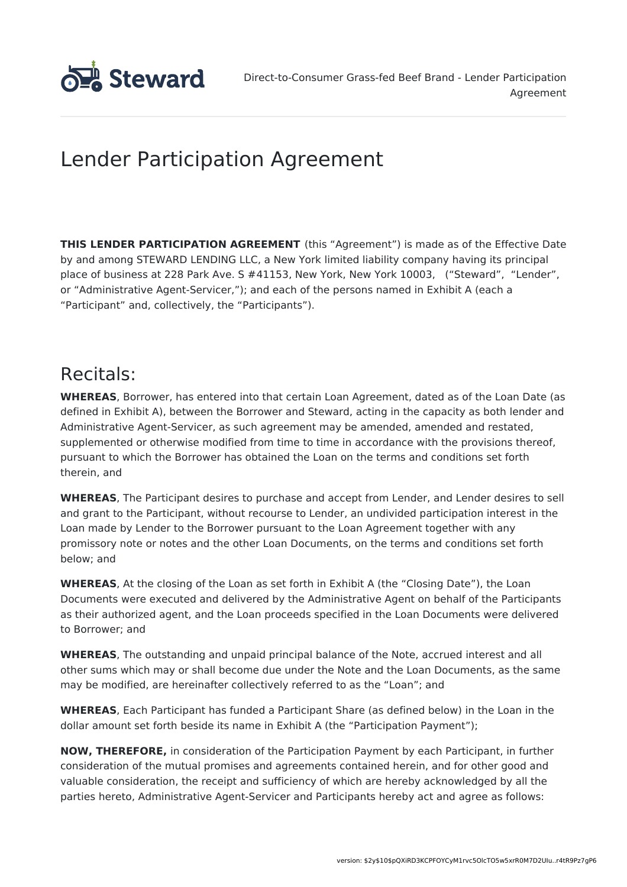# Lender Participation Agreement

**THIS LENDER PARTICIPATION AGREEMENT** (this "Agreement") is made as of the Effective Date by and among STEWARD LENDING LLC, a New York limited liability company having its principal place of business at 228 Park Ave. S #41153, New York, New York 10003, ("Steward", "Lender", or "Administrative Agent-Servicer,"); and each of the persons named in Exhibit A (each a "Participant" and, collectively, the "Participants").

## Recitals:

**WHEREAS**, Borrower, has entered into that certain Loan Agreement, dated as of the Loan Date (as defined in Exhibit A), between the Borrower and Steward, acting in the capacity as both lender and Administrative Agent-Servicer, as such agreement may be amended, amended and restated, supplemented or otherwise modified from time to time in accordance with the provisions thereof, pursuant to which the Borrower has obtained the Loan on the terms and conditions set forth therein, and

**WHEREAS**, The Participant desires to purchase and accept from Lender, and Lender desires to sell and grant to the Participant, without recourse to Lender, an undivided participation interest in the Loan made by Lender to the Borrower pursuant to the Loan Agreement together with any promissory note or notes and the other Loan Documents, on the terms and conditions set forth below; and

**WHEREAS**, At the closing of the Loan as set forth in Exhibit A (the "Closing Date"), the Loan Documents were executed and delivered by the Administrative Agent on behalf of the Participants as their authorized agent, and the Loan proceeds specified in the Loan Documents were delivered to Borrower; and

**WHEREAS**, The outstanding and unpaid principal balance of the Note, accrued interest and all other sums which may or shall become due under the Note and the Loan Documents, as the same may be modified, are hereinafter collectively referred to as the "Loan"; and

**WHEREAS**, Each Participant has funded a Participant Share (as defined below) in the Loan in the dollar amount set forth beside its name in Exhibit A (the "Participation Payment");

**NOW, THEREFORE,** in consideration of the Participation Payment by each Participant, in further consideration of the mutual promises and agreements contained herein, and for other good and valuable consideration, the receipt and sufficiency of which are hereby acknowledged by all the parties hereto, Administrative Agent-Servicer and Participants hereby act and agree as follows: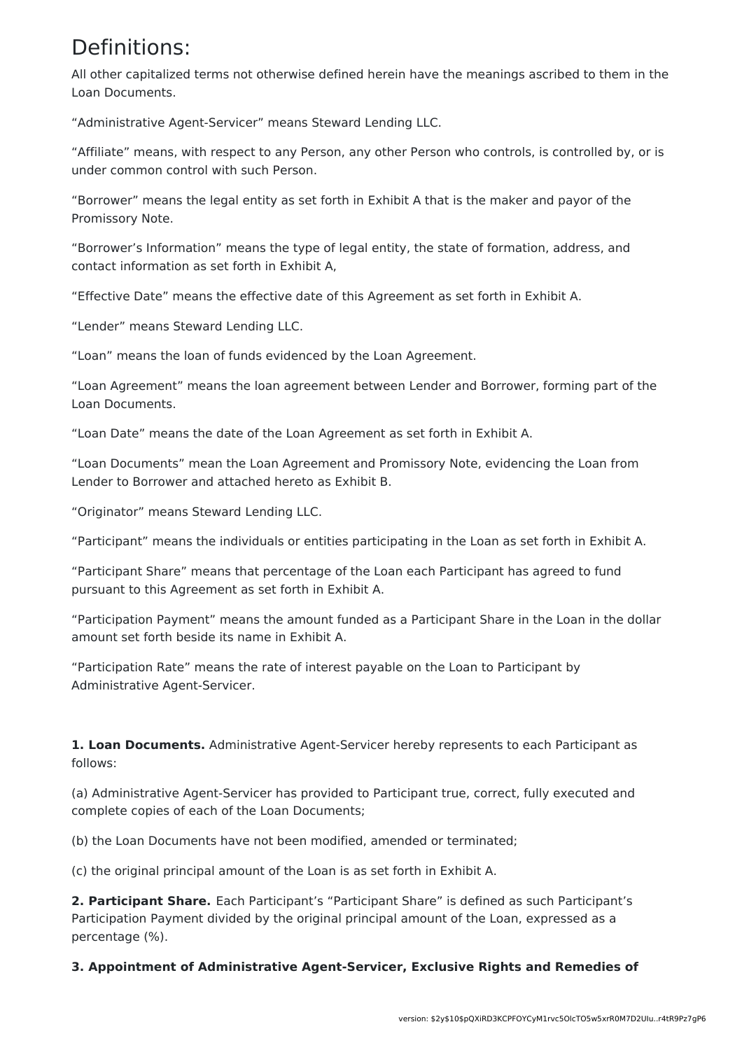# Definitions:

All other capitalized terms not otherwise defined herein have the meanings ascribed to them in the Loan Documents.

“Administrative Agent-Servicer” means Steward Lending LLC.

“Affiliate” means, with respect to any Person, any other Person who controls, is controlled by, or is under common control with such Person.

“Borrower” means the legal entity as set forth in Exhibit A that is the maker and payor of the Promissory Note.

“Borrower’s Information” means the type of legal entity, the state of formation, address, and contact information as set forth in Exhibit A,

“Effective Date” means the effective date of this Agreement as set forth in Exhibit A.

“Lender” means Steward Lending LLC.

“Loan” means the loan of funds evidenced by the Loan Agreement.

“Loan Agreement” means the loan agreement between Lender and Borrower, forming part of the Loan Documents.

“Loan Date” means the date of the Loan Agreement as set forth in Exhibit A.

“Loan Documents” mean the Loan Agreement and Promissory Note, evidencing the Loan from Lender to Borrower and attached hereto as Exhibit B.

“Originator” means Steward Lending LLC.

“Participant” means the individuals or entities participating in the Loan as set forth in Exhibit A.

“Participant Share” means that percentage of the Loan each Participant has agreed to fund pursuant to this Agreement as set forth in Exhibit A.

“Participation Payment” means the amount funded as a Participant Share in the Loan in the dollar amount set forth beside its name in Exhibit A.

“Participation Rate” means the rate of interest payable on the Loan to Participant by Administrative Agent-Servicer.

**1. Loan Documents.** Administrative Agent-Servicer hereby represents to each Participant as follows:

(a) Administrative Agent-Servicer has provided to Participant true, correct, fully executed and complete copies of each of the Loan Documents;

(b) the Loan Documents have not been modified, amended or terminated;

(c) the original principal amount of the Loan is as set forth in Exhibit A.

**2. Participant Share.** Each Participant’s “Participant Share” is defined as such Participant’s Participation Payment divided by the original principal amount of the Loan, expressed as a percentage (%).

**3. Appointment of Administrative Agent-Servicer, Exclusive Rights and Remedies of**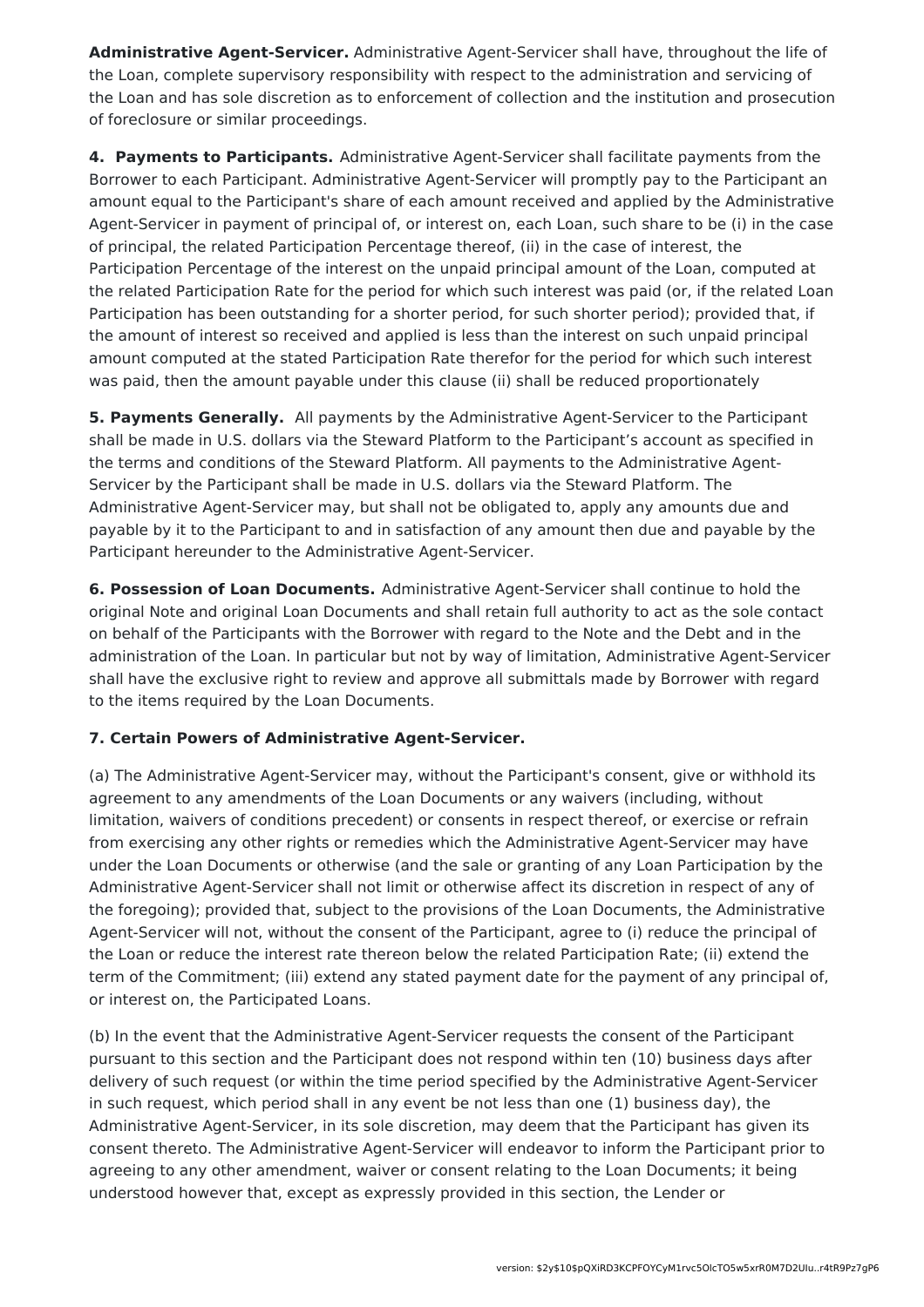**Administrative Agent-Servicer.** Administrative Agent-Servicer shall have, throughout the life of the Loan, complete supervisory responsibility with respect to the administration and servicing of the Loan and has sole discretion as to enforcement of collection and the institution and prosecution of foreclosure or similar proceedings.

**4. Payments to Participants.** Administrative Agent-Servicer shall facilitate payments from the Borrower to each Participant. Administrative Agent-Servicer will promptly pay to the Participant an amount equal to the Participant's share of each amount received and applied by the Administrative Agent-Servicer in payment of principal of, or interest on, each Loan, such share to be (i) in the case of principal, the related Participation Percentage thereof, (ii) in the case of interest, the Participation Percentage of the interest on the unpaid principal amount of the Loan, computed at the related Participation Rate for the period for which such interest was paid (or, if the related Loan Participation has been outstanding for a shorter period, for such shorter period); provided that, if the amount of interest so received and applied is less than the interest on such unpaid principal amount computed at the stated Participation Rate therefor for the period for which such interest was paid, then the amount payable under this clause (ii) shall be reduced proportionately

**5. Payments Generally.** All payments by the Administrative Agent-Servicer to the Participant shall be made in U.S. dollars via the Steward Platform to the Participant's account as specified in the terms and conditions of the Steward Platform. All payments to the Administrative Agent-Servicer by the Participant shall be made in U.S. dollars via the Steward Platform. The Administrative Agent-Servicer may, but shall not be obligated to, apply any amounts due and payable by it to the Participant to and in satisfaction of any amount then due and payable by the Participant hereunder to the Administrative Agent-Servicer.

**6. Possession of Loan Documents.** Administrative Agent-Servicer shall continue to hold the original Note and original Loan Documents and shall retain full authority to act as the sole contact on behalf of the Participants with the Borrower with regard to the Note and the Debt and in the administration of the Loan. In particular but not by way of limitation, Administrative Agent-Servicer shall have the exclusive right to review and approve all submittals made by Borrower with regard to the items required by the Loan Documents.

**7. Certain Powers of Administrative Agent-Servicer.**

(a) The Administrative Agent-Servicer may, without the Participant's consent, give or withhold its agreement to any amendments of the Loan Documents or any waivers (including, without limitation, waivers of conditions precedent) or consents in respect thereof, or exercise or refrain from exercising any other rights or remedies which the Administrative Agent-Servicer may have under the Loan Documents or otherwise (and the sale or granting of any Loan Participation by the Administrative Agent-Servicer shall not limit or otherwise affect its discretion in respect of any of the foregoing); provided that, subject to the provisions of the Loan Documents, the Administrative Agent-Servicer will not, without the consent of the Participant, agree to (i) reduce the principal of the Loan or reduce the interest rate thereon below the related Participation Rate; (ii) extend the term of the Commitment; (iii) extend any stated payment date for the payment of any principal of, or interest on, the Participated Loans.

(b) In the event that the Administrative Agent-Servicer requests the consent of the Participant pursuant to this section and the Participant does not respond within ten (10) business days after delivery of such request (or within the time period specified by the Administrative Agent-Servicer in such request, which period shall in any event be not less than one (1) business day), the Administrative Agent-Servicer, in its sole discretion, may deem that the Participant has given its consent thereto. The Administrative Agent-Servicer will endeavor to inform the Participant prior to agreeing to any other amendment, waiver or consent relating to the Loan Documents; it being understood however that, except as expressly provided in this section, the Lender or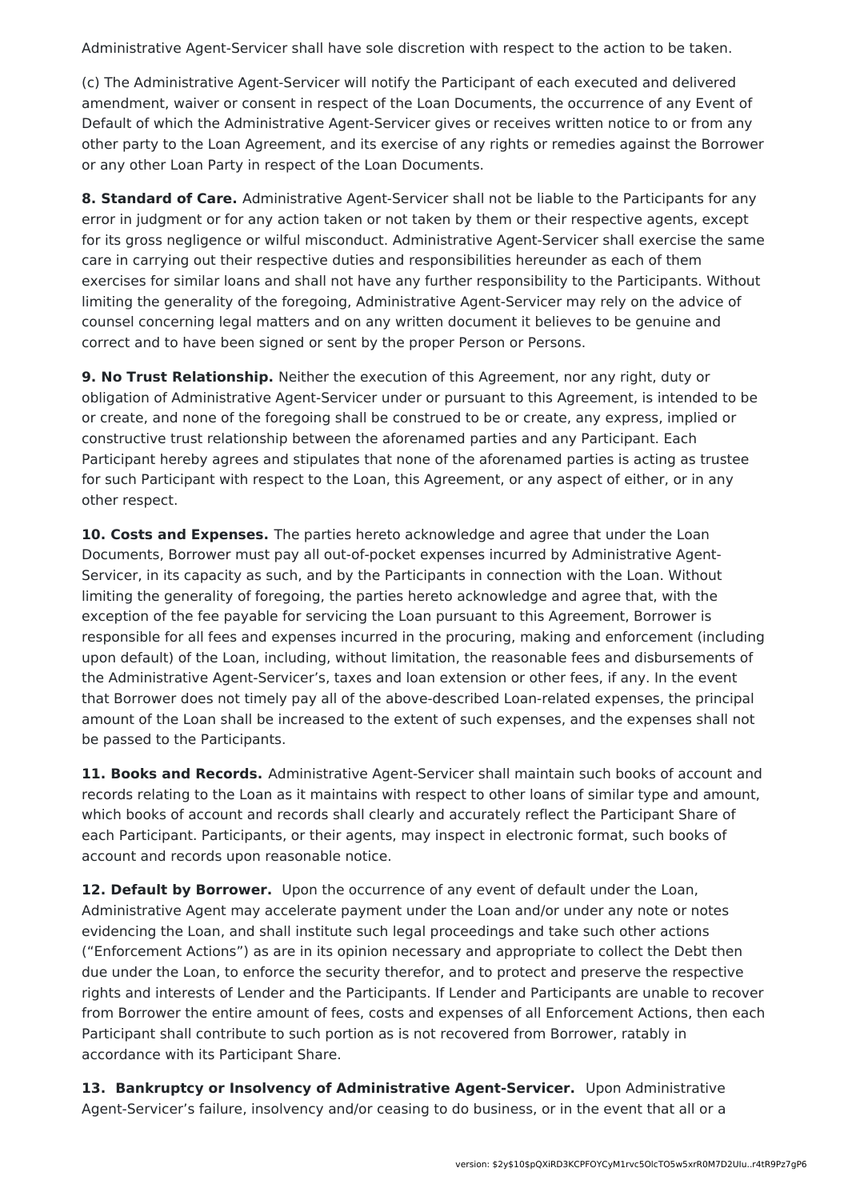Administrative Agent-Servicer shall have sole discretion with respect to the action to be taken.

(c) The Administrative Agent-Servicer will notify the Participant of each executed and delivered amendment, waiver or consent in respect of the Loan Documents, the occurrence of any Event of Default of which the Administrative Agent-Servicer gives or receives written notice to or from any other party to the Loan Agreement, and its exercise of any rights or remedies against the Borrower or any other Loan Party in respect of the Loan Documents.

**8. Standard of Care.** Administrative Agent-Servicer shall not be liable to the Participants for any error in judgment or for any action taken or not taken by them or their respective agents, except for its gross negligence or wilful misconduct. Administrative Agent-Servicer shall exercise the same care in carrying out their respective duties and responsibilities hereunder as each of them exercises for similar loans and shall not have any further responsibility to the Participants. Without limiting the generality of the foregoing, Administrative Agent-Servicer may rely on the advice of counsel concerning legal matters and on any written document it believes to be genuine and correct and to have been signed or sent by the proper Person or Persons.

**9. No Trust Relationship.** Neither the execution of this Agreement, nor any right, duty or obligation of Administrative Agent-Servicer under or pursuant to this Agreement, is intended to be or create, and none of the foregoing shall be construed to be or create, any express, implied or constructive trust relationship between the aforenamed parties and any Participant. Each Participant hereby agrees and stipulates that none of the aforenamed parties is acting as trustee for such Participant with respect to the Loan, this Agreement, or any aspect of either, or in any other respect.

**10. Costs and Expenses.** The parties hereto acknowledge and agree that under the Loan Documents, Borrower must pay all out-of-pocket expenses incurred by Administrative Agent-Servicer, in its capacity as such, and by the Participants in connection with the Loan. Without limiting the generality of foregoing, the parties hereto acknowledge and agree that, with the exception of the fee payable for servicing the Loan pursuant to this Agreement, Borrower is responsible for all fees and expenses incurred in the procuring, making and enforcement (including upon default) of the Loan, including, without limitation, the reasonable fees and disbursements of the Administrative Agent-Servicer's, taxes and loan extension or other fees, if any. In the event that Borrower does not timely pay all of the above-described Loan-related expenses, the principal amount of the Loan shall be increased to the extent of such expenses, and the expenses shall not be passed to the Participants.

**11. Books and Records.** Administrative Agent-Servicer shall maintain such books of account and records relating to the Loan as it maintains with respect to other loans of similar type and amount, which books of account and records shall clearly and accurately reflect the Participant Share of each Participant. Participants, or their agents, may inspect in electronic format, such books of account and records upon reasonable notice.

**12. Default by Borrower.** Upon the occurrence of any event of default under the Loan, Administrative Agent may accelerate payment under the Loan and/or under any note or notes evidencing the Loan, and shall institute such legal proceedings and take such other actions ("Enforcement Actions") as are in its opinion necessary and appropriate to collect the Debt then due under the Loan, to enforce the security therefor, and to protect and preserve the respective rights and interests of Lender and the Participants. If Lender and Participants are unable to recover from Borrower the entire amount of fees, costs and expenses of all Enforcement Actions, then each Participant shall contribute to such portion as is not recovered from Borrower, ratably in accordance with its Participant Share.

**13. Bankruptcy or Insolvency of Administrative Agent-Servicer.** Upon Administrative Agent-Servicer's failure, insolvency and/or ceasing to do business, or in the event that all or a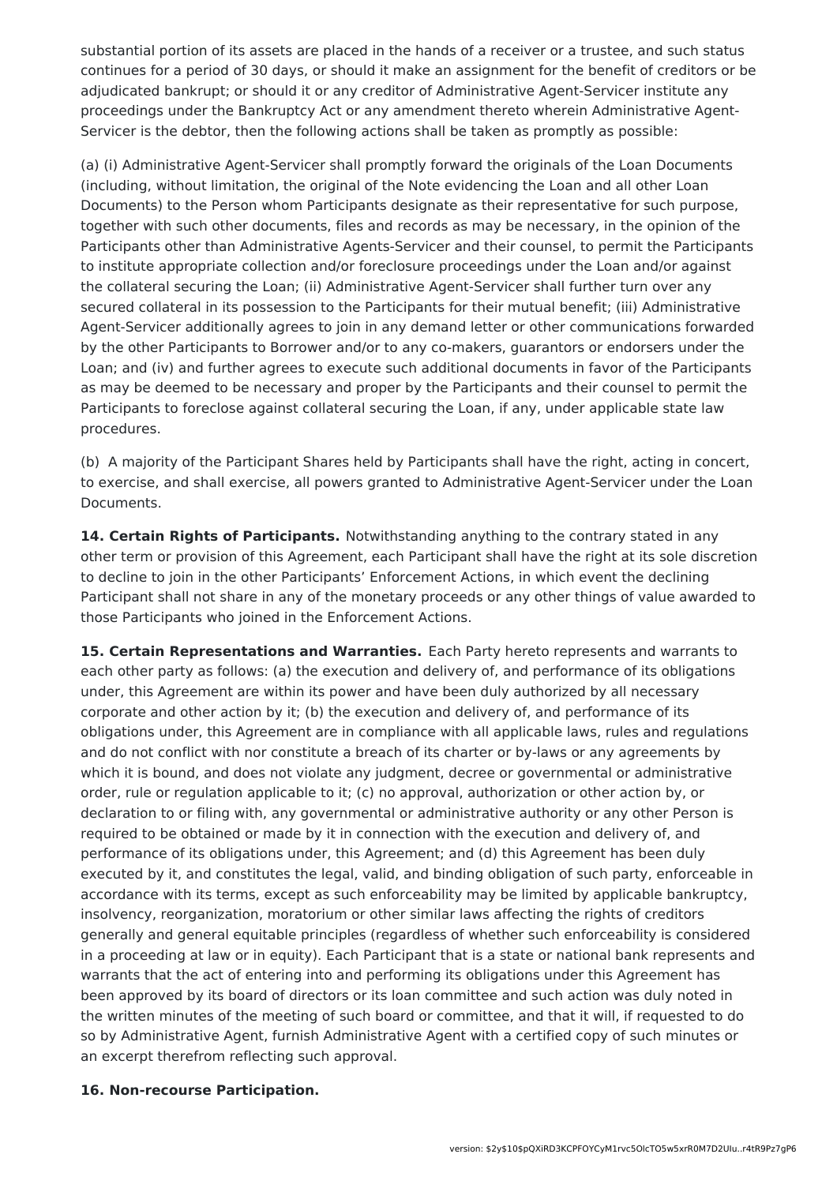substantial portion of its assets are placed in the hands of a receiver or a trustee, and such status continues for a period of 30 days, or should it make an assignment for the benefit of creditors or be adjudicated bankrupt; or should it or any creditor of Administrative Agent-Servicer institute any proceedings under the Bankruptcy Act or any amendment thereto wherein Administrative Agent-Servicer is the debtor, then the following actions shall be taken as promptly as possible:

(a) (i) Administrative Agent-Servicer shall promptly forward the originals of the Loan Documents (including, without limitation, the original of the Note evidencing the Loan and all other Loan Documents) to the Person whom Participants designate as their representative for such purpose, together with such other documents, files and records as may be necessary, in the opinion of the Participants other than Administrative Agents-Servicer and their counsel, to permit the Participants to institute appropriate collection and/or foreclosure proceedings under the Loan and/or against the collateral securing the Loan; (ii) Administrative Agent-Servicer shall further turn over any secured collateral in its possession to the Participants for their mutual benefit; (iii) Administrative Agent-Servicer additionally agrees to join in any demand letter or other communications forwarded by the other Participants to Borrower and/or to any co-makers, guarantors or endorsers under the Loan; and (iv) and further agrees to execute such additional documents in favor of the Participants as may be deemed to be necessary and proper by the Participants and their counsel to permit the Participants to foreclose against collateral securing the Loan, if any, under applicable state law procedures.

(b) A majority of the Participant Shares held by Participants shall have the right, acting in concert, to exercise, and shall exercise, all powers granted to Administrative Agent-Servicer under the Loan Documents.

**14. Certain Rights of Participants.** Notwithstanding anything to the contrary stated in any other term or provision of this Agreement, each Participant shall have the right at its sole discretion to decline to join in the other Participants' Enforcement Actions, in which event the declining Participant shall not share in any of the monetary proceeds or any other things of value awarded to those Participants who joined in the Enforcement Actions.

**15. Certain Representations and Warranties.** Each Party hereto represents and warrants to each other party as follows: (a) the execution and delivery of, and performance of its obligations under, this Agreement are within its power and have been duly authorized by all necessary corporate and other action by it; (b) the execution and delivery of, and performance of its obligations under, this Agreement are in compliance with all applicable laws, rules and regulations and do not conflict with nor constitute a breach of its charter or by-laws or any agreements by which it is bound, and does not violate any judgment, decree or governmental or administrative order, rule or regulation applicable to it; (c) no approval, authorization or other action by, or declaration to or filing with, any governmental or administrative authority or any other Person is required to be obtained or made by it in connection with the execution and delivery of, and performance of its obligations under, this Agreement; and (d) this Agreement has been duly executed by it, and constitutes the legal, valid, and binding obligation of such party, enforceable in accordance with its terms, except as such enforceability may be limited by applicable bankruptcy, insolvency, reorganization, moratorium or other similar laws affecting the rights of creditors generally and general equitable principles (regardless of whether such enforceability is considered in a proceeding at law or in equity). Each Participant that is a state or national bank represents and warrants that the act of entering into and performing its obligations under this Agreement has been approved by its board of directors or its loan committee and such action was duly noted in the written minutes of the meeting of such board or committee, and that it will, if requested to do so by Administrative Agent, furnish Administrative Agent with a certified copy of such minutes or an excerpt therefrom reflecting such approval.

**16. Non-recourse Participation.**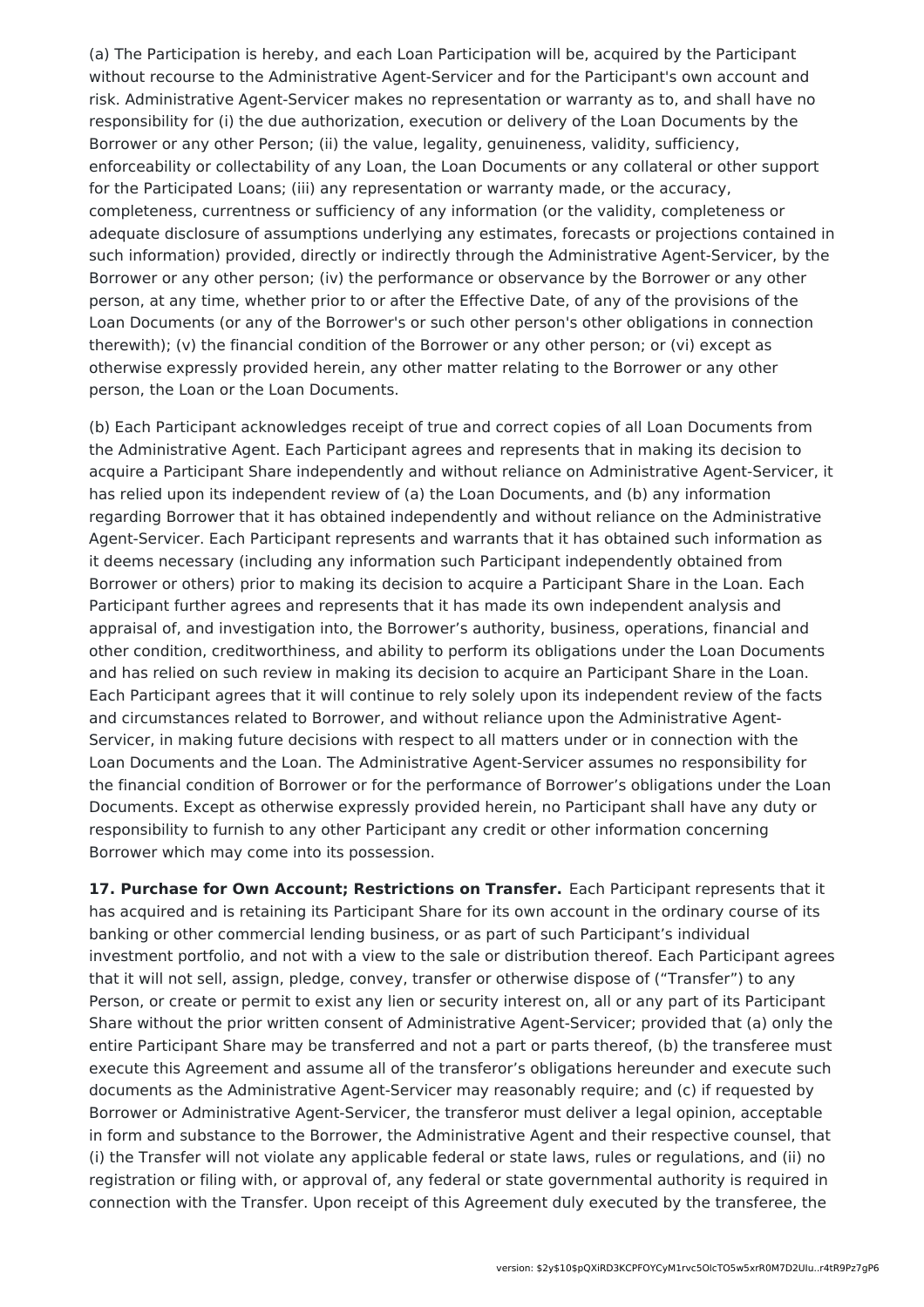(a) The Participation is hereby, and each Loan Participation will be, acquired by the Participant without recourse to the Administrative Agent-Servicer and for the Participant's own account and risk. Administrative Agent-Servicer makes no representation or warranty as to, and shall have no responsibility for (i) the due authorization, execution or delivery of the Loan Documents by the Borrower or any other Person; (ii) the value, legality, genuineness, validity, sufficiency, enforceability or collectability of any Loan, the Loan Documents or any collateral or other support for the Participated Loans; (iii) any representation or warranty made, or the accuracy, completeness, currentness or sufficiency of any information (or the validity, completeness or adequate disclosure of assumptions underlying any estimates, forecasts or projections contained in such information) provided, directly or indirectly through the Administrative Agent-Servicer, by the Borrower or any other person; (iv) the performance or observance by the Borrower or any other person, at any time, whether prior to or after the Effective Date, of any of the provisions of the Loan Documents (or any of the Borrower's or such other person's other obligations in connection therewith); (v) the financial condition of the Borrower or any other person; or (vi) except as otherwise expressly provided herein, any other matter relating to the Borrower or any other person, the Loan or the Loan Documents.

(b) Each Participant acknowledges receipt of true and correct copies of all Loan Documents from the Administrative Agent. Each Participant agrees and represents that in making its decision to acquire a Participant Share independently and without reliance on Administrative Agent-Servicer, it has relied upon its independent review of (a) the Loan Documents, and (b) any information regarding Borrower that it has obtained independently and without reliance on the Administrative Agent-Servicer. Each Participant represents and warrants that it has obtained such information as it deems necessary (including any information such Participant independently obtained from Borrower or others) prior to making its decision to acquire a Participant Share in the Loan. Each Participant further agrees and represents that it has made its own independent analysis and appraisal of, and investigation into, the Borrower's authority, business, operations, financial and other condition, creditworthiness, and ability to perform its obligations under the Loan Documents and has relied on such review in making its decision to acquire an Participant Share in the Loan. Each Participant agrees that it will continue to rely solely upon its independent review of the facts and circumstances related to Borrower, and without reliance upon the Administrative Agent-Servicer, in making future decisions with respect to all matters under or in connection with the Loan Documents and the Loan. The Administrative Agent-Servicer assumes no responsibility for the financial condition of Borrower or for the performance of Borrower's obligations under the Loan Documents. Except as otherwise expressly provided herein, no Participant shall have any duty or responsibility to furnish to any other Participant any credit or other information concerning Borrower which may come into its possession.

**17. Purchase for Own Account; Restrictions on Transfer.** Each Participant represents that it has acquired and is retaining its Participant Share for its own account in the ordinary course of its banking or other commercial lending business, or as part of such Participant's individual investment portfolio, and not with a view to the sale or distribution thereof. Each Participant agrees that it will not sell, assign, pledge, convey, transfer or otherwise dispose of ("Transfer") to any Person, or create or permit to exist any lien or security interest on, all or any part of its Participant Share without the prior written consent of Administrative Agent-Servicer; provided that (a) only the entire Participant Share may be transferred and not a part or parts thereof, (b) the transferee must execute this Agreement and assume all of the transferor's obligations hereunder and execute such documents as the Administrative Agent-Servicer may reasonably require; and (c) if requested by Borrower or Administrative Agent-Servicer, the transferor must deliver a legal opinion, acceptable in form and substance to the Borrower, the Administrative Agent and their respective counsel, that (i) the Transfer will not violate any applicable federal or state laws, rules or regulations, and (ii) no registration or filing with, or approval of, any federal or state governmental authority is required in connection with the Transfer. Upon receipt of this Agreement duly executed by the transferee, the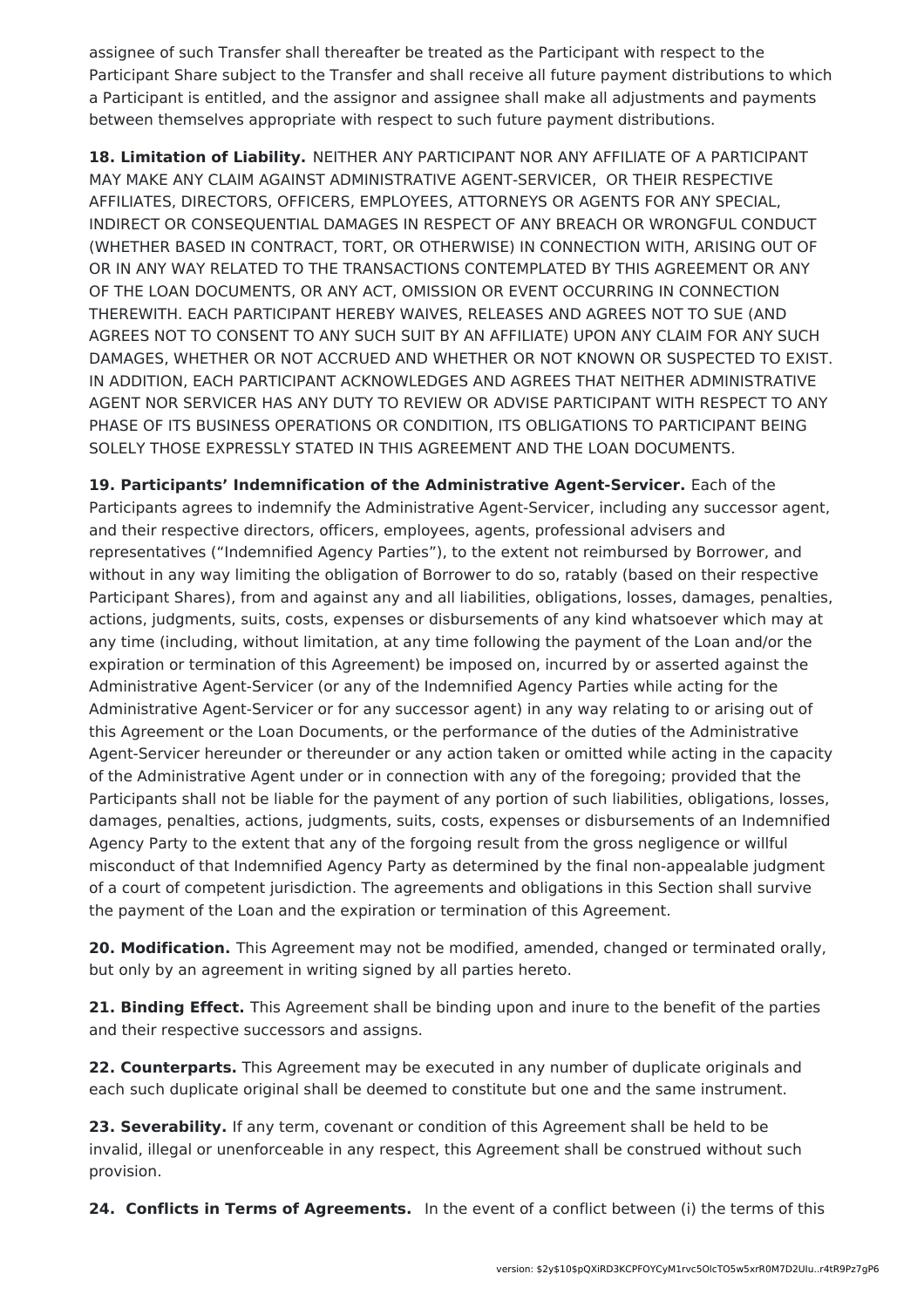assignee of such Transfer shall thereafter be treated as the Participant with respect to the Participant Share subject to the Transfer and shall receive all future payment distributions to which a Participant is entitled, and the assignor and assignee shall make all adjustments and payments between themselves appropriate with respect to such future payment distributions.

**18. Limitation of Liability.** NEITHER ANY PARTICIPANT NOR ANY AFFILIATE OF A PARTICIPANT MAY MAKE ANY CLAIM AGAINST ADMINISTRATIVE AGENT-SERVICER, OR THEIR RESPECTIVE AFFILIATES, DIRECTORS, OFFICERS, EMPLOYEES, ATTORNEYS OR AGENTS FOR ANY SPECIAL, INDIRECT OR CONSEQUENTIAL DAMAGES IN RESPECT OF ANY BREACH OR WRONGFUL CONDUCT (WHETHER BASED IN CONTRACT, TORT, OR OTHERWISE) IN CONNECTION WITH, ARISING OUT OF OR IN ANY WAY RELATED TO THE TRANSACTIONS CONTEMPLATED BY THIS AGREEMENT OR ANY OF THE LOAN DOCUMENTS, OR ANY ACT, OMISSION OR EVENT OCCURRING IN CONNECTION THEREWITH. EACH PARTICIPANT HEREBY WAIVES, RELEASES AND AGREES NOT TO SUE (AND AGREES NOT TO CONSENT TO ANY SUCH SUIT BY AN AFFILIATE) UPON ANY CLAIM FOR ANY SUCH DAMAGES, WHETHER OR NOT ACCRUED AND WHETHER OR NOT KNOWN OR SUSPECTED TO EXIST. IN ADDITION, EACH PARTICIPANT ACKNOWLEDGES AND AGREES THAT NEITHER ADMINISTRATIVE AGENT NOR SERVICER HAS ANY DUTY TO REVIEW OR ADVISE PARTICIPANT WITH RESPECT TO ANY PHASE OF ITS BUSINESS OPERATIONS OR CONDITION, ITS OBLIGATIONS TO PARTICIPANT BEING SOLELY THOSE EXPRESSLY STATED IN THIS AGREEMENT AND THE LOAN DOCUMENTS.

**19. Participants' Indemnification of the Administrative Agent-Servicer.** Each of the Participants agrees to indemnify the Administrative Agent-Servicer, including any successor agent, and their respective directors, officers, employees, agents, professional advisers and representatives ("Indemnified Agency Parties"), to the extent not reimbursed by Borrower, and without in any way limiting the obligation of Borrower to do so, ratably (based on their respective Participant Shares), from and against any and all liabilities, obligations, losses, damages, penalties, actions, judgments, suits, costs, expenses or disbursements of any kind whatsoever which may at any time (including, without limitation, at any time following the payment of the Loan and/or the expiration or termination of this Agreement) be imposed on, incurred by or asserted against the Administrative Agent-Servicer (or any of the Indemnified Agency Parties while acting for the Administrative Agent-Servicer or for any successor agent) in any way relating to or arising out of this Agreement or the Loan Documents, or the performance of the duties of the Administrative Agent-Servicer hereunder or thereunder or any action taken or omitted while acting in the capacity of the Administrative Agent under or in connection with any of the foregoing; provided that the Participants shall not be liable for the payment of any portion of such liabilities, obligations, losses, damages, penalties, actions, judgments, suits, costs, expenses or disbursements of an Indemnified Agency Party to the extent that any of the forgoing result from the gross negligence or willful misconduct of that Indemnified Agency Party as determined by the final non-appealable judgment of a court of competent jurisdiction. The agreements and obligations in this Section shall survive the payment of the Loan and the expiration or termination of this Agreement.

**20. Modification.** This Agreement may not be modified, amended, changed or terminated orally, but only by an agreement in writing signed by all parties hereto.

**21. Binding Effect.** This Agreement shall be binding upon and inure to the benefit of the parties and their respective successors and assigns.

**22. Counterparts.** This Agreement may be executed in any number of duplicate originals and each such duplicate original shall be deemed to constitute but one and the same instrument.

**23. Severability.** If any term, covenant or condition of this Agreement shall be held to be invalid, illegal or unenforceable in any respect, this Agreement shall be construed without such provision.

**24. Conflicts in Terms of Agreements.** In the event of a conflict between (i) the terms of this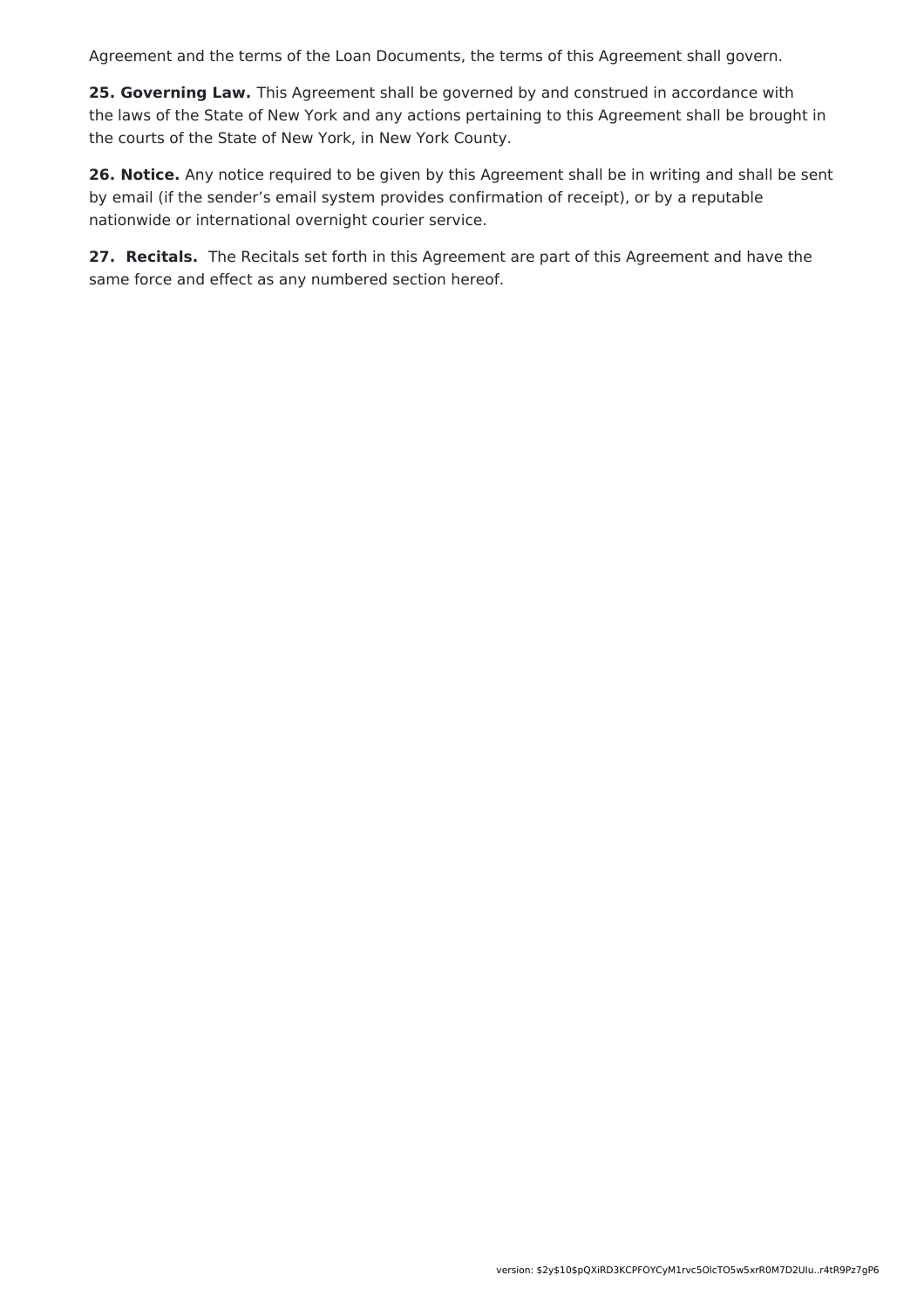Agreement and the terms of the Loan Documents, the terms of this Agreement shall govern.

**25. Governing Law.** This Agreement shall be governed by and construed in accordance with the laws of the State of New York and any actions pertaining to this Agreement shall be brought in the courts of the State of New York, in New York County.

**26. Notice.** Any notice required to be given by this Agreement shall be in writing and shall be sent by email (if the sender's email system provides confirmation of receipt), or by a reputable nationwide or international overnight courier service.

**27. Recitals.** The Recitals set forth in this Agreement are part of this Agreement and have the same force and effect as any numbered section hereof.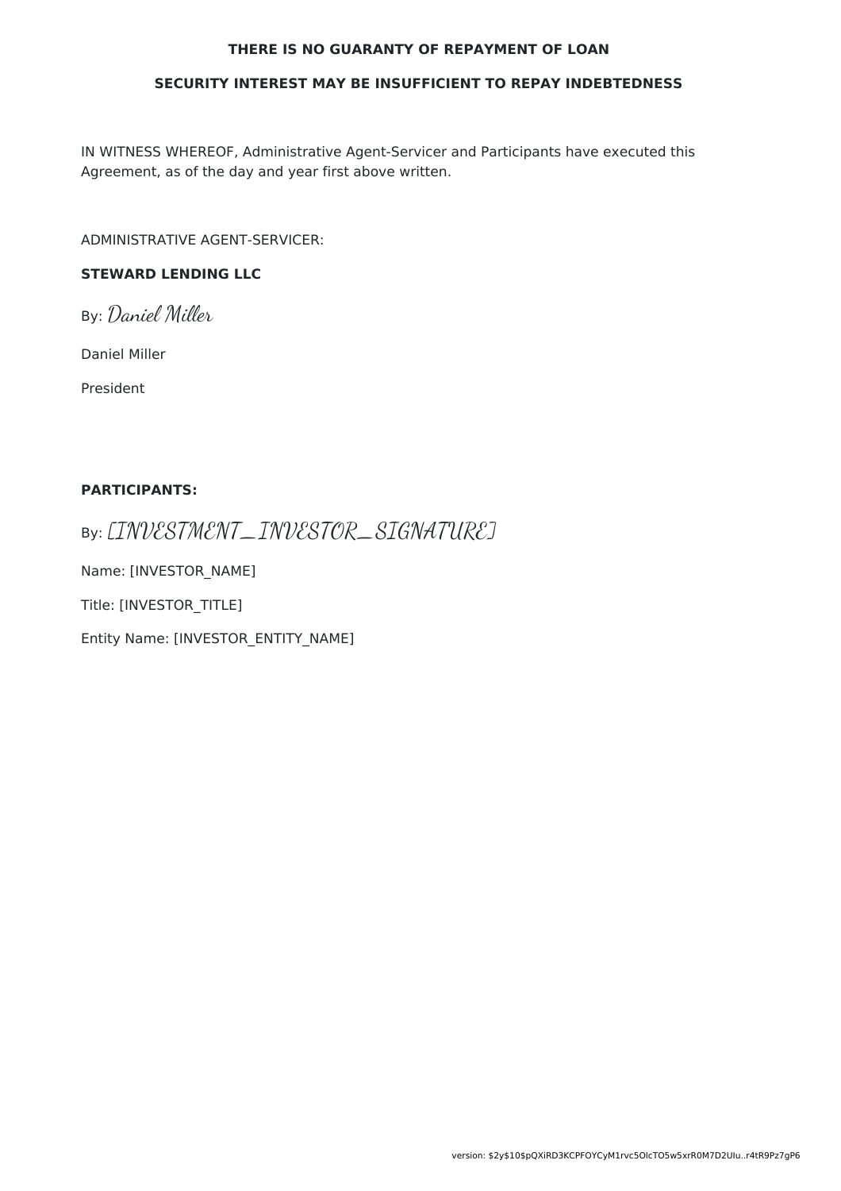**THERE IS NO GUARANTY OF REPAYMENT OF LOAN**

**SECURITY INTEREST MAY BE INSUFFICIENT TO REPAY INDEBTEDNESS**

IN WITNESS WHEREOF, Administrative Agent-Servicer and Participants have executed this Agreement, as of the day and year first above written.

ADMINISTRATIVE AGENT-SERVICER:

**STEWARD LENDING LLC**

By: *Daniel Miller*

Daniel Miller

President

**PARTICIPANTS:**

By: *[INVESTMENT_INVESTOR_SIGNATURE]*

Name: [INVESTOR_NAME]

Title: [INVESTOR_TITLE]

Entity Name: [INVESTOR_ENTITY_NAME]

version: $2y$10$pQXiRD3KCPFOYCyM1rvc5OlcTO5w5xrR0M7D2Ulu..r4tR9Pz7gP6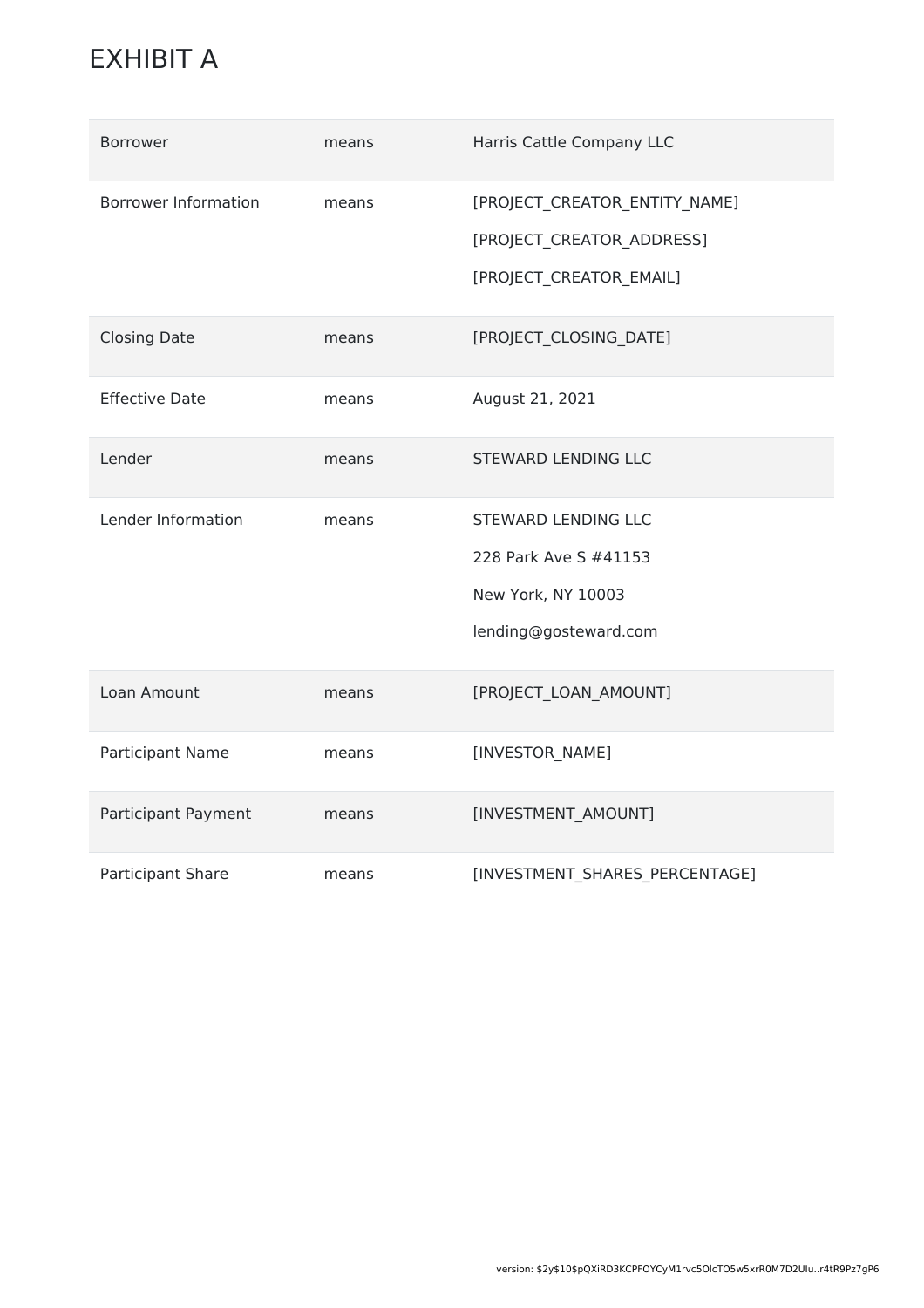# EXHIBIT A

| | | |
|---|---|---|
| Borrower | means | Harris Cattle Company LLC |
| Borrower Information | means | [PROJECT_CREATOR_ENTITY_NAME]<br>[PROJECT_CREATOR_ADDRESS]<br>[PROJECT_CREATOR_EMAIL] |
| Closing Date | means | [PROJECT_CLOSING_DATE] |
| Effective Date | means | August 21, 2021 |
| Lender | means | STEWARD LENDING LLC |
| Lender Information | means | STEWARD LENDING LLC<br>228 Park Ave S #41153<br>New York, NY 10003<br>lending@gosteward.com |
| Loan Amount | means | [PROJECT_LOAN_AMOUNT] |
| Participant Name | means | [INVESTOR_NAME] |
| Participant Payment | means | [INVESTMENT_AMOUNT] |
| Participant Share | means | [INVESTMENT_SHARES_PERCENTAGE] |

version: $2y$10$pQXiRD3KCPFOYCyM1rvc5OlcTO5w5xrR0M7D2Ulu..r4tR9Pz7gP6